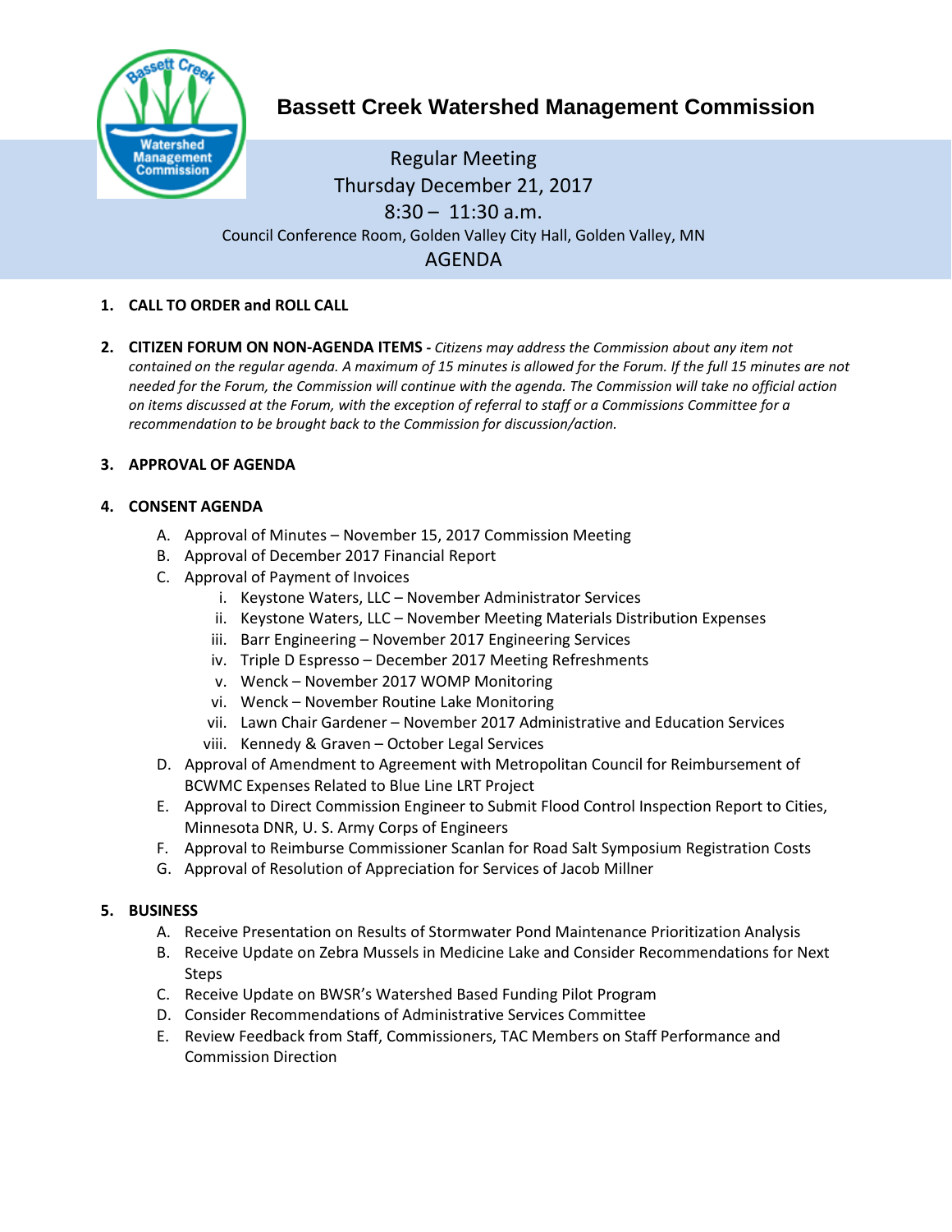# Bassett Creek Watershed Management Commission

Regular Meeting
Thursday December 21, 2017
8:30 – 11:30 a.m.
Council Conference Room, Golden Valley City Hall, Golden Valley, MN

## AGENDA

1. **CALL TO ORDER and ROLL CALL**

2. **CITIZEN FORUM ON NON-AGENDA ITEMS -** *Citizens may address the Commission about any item not contained on the regular agenda. A maximum of 15 minutes is allowed for the Forum. If the full 15 minutes are not needed for the Forum, the Commission will continue with the agenda. The Commission will take no official action on items discussed at the Forum, with the exception of referral to staff or a Commissions Committee for a recommendation to be brought back to the Commission for discussion/action.*

3. **APPROVAL OF AGENDA**

4. **CONSENT AGENDA**
   - A. Approval of Minutes – November 15, 2017 Commission Meeting
   - B. Approval of December 2017 Financial Report
   - C. Approval of Payment of Invoices
     - i. Keystone Waters, LLC – November Administrator Services
     - ii. Keystone Waters, LLC – November Meeting Materials Distribution Expenses
     - iii. Barr Engineering – November 2017 Engineering Services
     - iv. Triple D Espresso – December 2017 Meeting Refreshments
     - v. Wenck – November 2017 WOMP Monitoring
     - vi. Wenck – November Routine Lake Monitoring
     - vii. Lawn Chair Gardener – November 2017 Administrative and Education Services
     - viii. Kennedy & Graven – October Legal Services
   - D. Approval of Amendment to Agreement with Metropolitan Council for Reimbursement of BCWMC Expenses Related to Blue Line LRT Project
   - E. Approval to Direct Commission Engineer to Submit Flood Control Inspection Report to Cities, Minnesota DNR, U. S. Army Corps of Engineers
   - F. Approval to Reimburse Commissioner Scanlan for Road Salt Symposium Registration Costs
   - G. Approval of Resolution of Appreciation for Services of Jacob Millner

5. **BUSINESS**
   - A. Receive Presentation on Results of Stormwater Pond Maintenance Prioritization Analysis
   - B. Receive Update on Zebra Mussels in Medicine Lake and Consider Recommendations for Next Steps
   - C. Receive Update on BWSR's Watershed Based Funding Pilot Program
   - D. Consider Recommendations of Administrative Services Committee
   - E. Review Feedback from Staff, Commissioners, TAC Members on Staff Performance and Commission Direction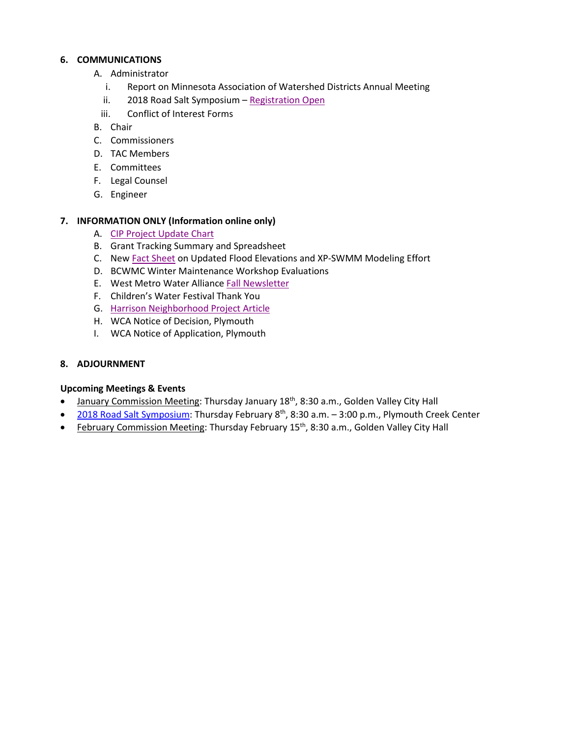6. **COMMUNICATIONS**
   A. Administrator
      i. Report on Minnesota Association of Watershed Districts Annual Meeting
      ii. 2018 Road Salt Symposium – Registration Open
      iii. Conflict of Interest Forms
   B. Chair
   C. Commissioners
   D. TAC Members
   E. Committees
   F. Legal Counsel
   G. Engineer

7. **INFORMATION ONLY (Information online only)**
   A. CIP Project Update Chart
   B. Grant Tracking Summary and Spreadsheet
   C. New Fact Sheet on Updated Flood Elevations and XP-SWMM Modeling Effort
   D. BCWMC Winter Maintenance Workshop Evaluations
   E. West Metro Water Alliance Fall Newsletter
   F. Children's Water Festival Thank You
   G. Harrison Neighborhood Project Article
   H. WCA Notice of Decision, Plymouth
   I. WCA Notice of Application, Plymouth

8. **ADJOURNMENT**

**Upcoming Meetings & Events**

- January Commission Meeting: Thursday January 18th, 8:30 a.m., Golden Valley City Hall
- 2018 Road Salt Symposium: Thursday February 8th, 8:30 a.m. – 3:00 p.m., Plymouth Creek Center
- February Commission Meeting: Thursday February 15th, 8:30 a.m., Golden Valley City Hall